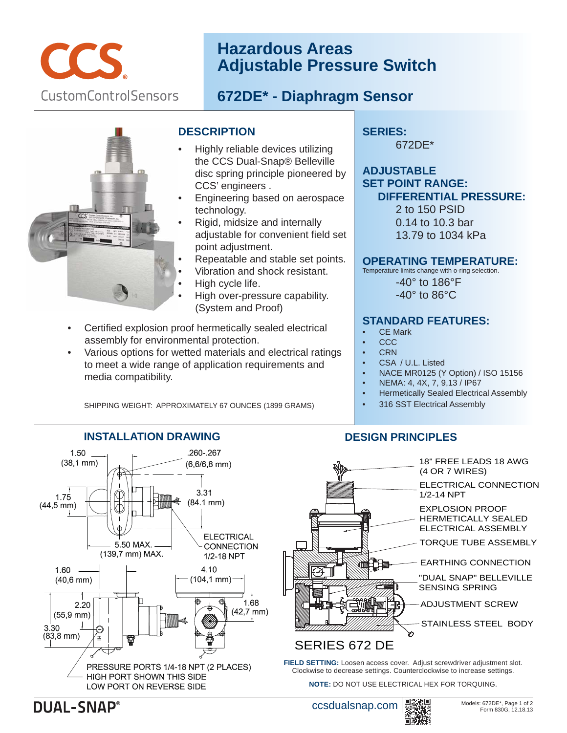CCS®

CustomControlSensors

# Hazardous Areas Adjustable Pressure Switch

## 672DE* - Diaphragm Sensor

### DESCRIPTION

- Highly reliable devices utilizing the CCS Dual-Snap® Belleville disc spring principle pioneered by CCS' engineers .
- Engineering based on aerospace technology.
- Rigid, midsize and internally adjustable for convenient field set point adjustment.
- Repeatable and stable set points.
- Vibration and shock resistant.
- High cycle life.
- High over-pressure capability. (System and Proof)
- Certified explosion proof hermetically sealed electrical assembly for environmental protection.
- Various options for wetted materials and electrical ratings to meet a wide range of application requirements and media compatibility.

SHIPPING WEIGHT: APPROXIMATELY 67 OUNCES (1899 GRAMS)

### SERIES:

672DE*

### ADJUSTABLE SET POINT RANGE:

**DIFFERENTIAL PRESSURE:**

2 to 150 PSID
0.14 to 10.3 bar
13.79 to 1034 kPa

### OPERATING TEMPERATURE:

Temperature limits change with o-ring selection.

-40° to 186°F
-40° to 86°C

### STANDARD FEATURES:

- CE Mark
- CCC
- CRN
- CSA / U.L. Listed
- NACE MR0125 (Y Option) / ISO 15156
- NEMA: 4, 4X, 7, 9,13 / IP67
- Hermetically Sealed Electrical Assembly
- 316 SST Electrical Assembly

### INSTALLATION DRAWING

1.50 (38,1 mm)
.260-.267 (6,6/6,8 mm)
1.75 (44,5 mm)
3.31 (84.1 mm)
5.50 MAX. (139,7 mm) MAX.
ELECTRICAL CONNECTION 1/2-18 NPT
1.60 (40,6 mm)
4.10 (104,1 mm)
2.20 (55,9 mm)
1.68 (42,7 mm)
3.30 (83,8 mm)

PRESSURE PORTS 1/4-18 NPT (2 PLACES)
HIGH PORT SHOWN THIS SIDE
LOW PORT ON REVERSE SIDE

### DESIGN PRINCIPLES

- 18" FREE LEADS 18 AWG (4 OR 7 WIRES)
- ELECTRICAL CONNECTION 1/2-14 NPT
- EXPLOSION PROOF HERMETICALLY SEALED ELECTRICAL ASSEMBLY
- TORQUE TUBE ASSEMBLY
- EARTHING CONNECTION
- "DUAL SNAP" BELLEVILLE SENSING SPRING
- ADJUSTMENT SCREW
- STAINLESS STEEL BODY

SERIES 672 DE

**FIELD SETTING:** Loosen access cover. Adjust screwdriver adjustment slot. Clockwise to decrease settings. Counterclockwise to increase settings.

**NOTE:** DO NOT USE ELECTRICAL HEX FOR TORQUING.

DUAL-SNAP®

ccsdualsnap.com

Models: 672DE*, Page 1 of 2
Form 830G, 12.18.13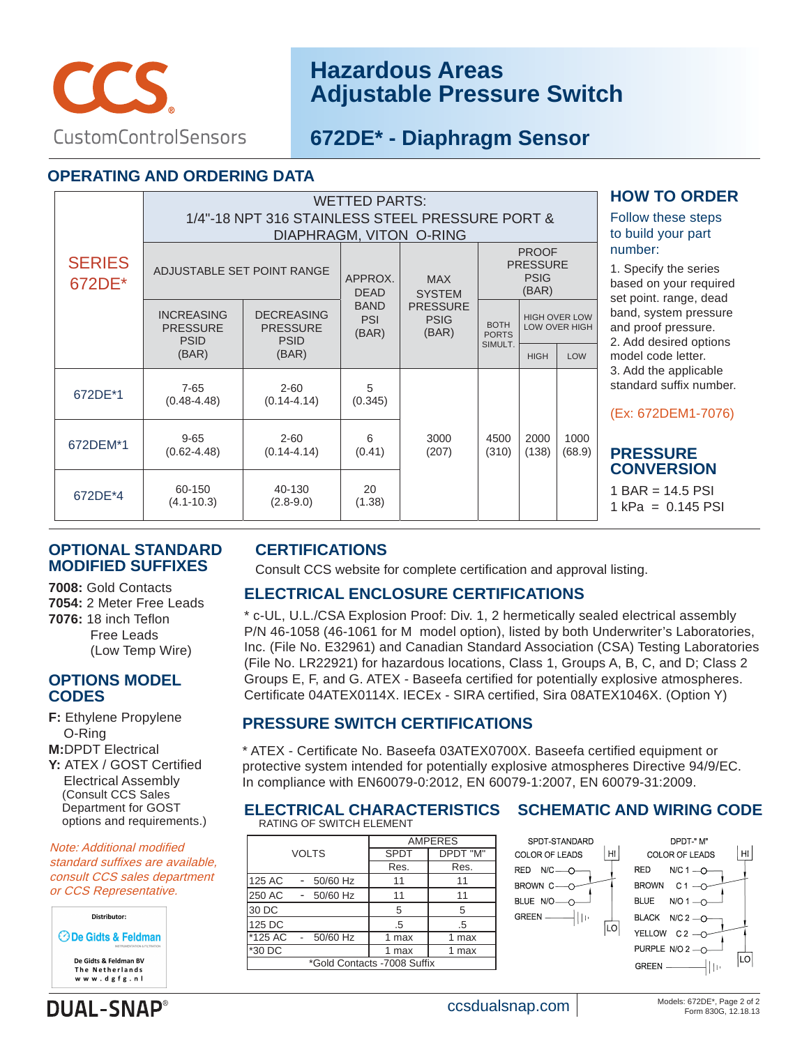# Hazardous Areas Adjustable Pressure Switch

## 672DE* - Diaphragm Sensor

CustomControlSensors

## OPERATING AND ORDERING DATA

| SERIES 672DE* | WETTED PARTS: 1/4"-18 NPT 316 STAINLESS STEEL PRESSURE PORT & DIAPHRAGM, VITON O-RING | | | | | | |
|---|---|---|---|---|---|---|---|
| | ADJUSTABLE SET POINT RANGE | | APPROX. DEAD BAND PSI (BAR) | MAX SYSTEM PRESSURE PSIG (BAR) | PROOF PRESSURE PSIG (BAR) | | |
| | INCREASING PRESSURE PSID (BAR) | DECREASING PRESSURE PSID (BAR) | | | BOTH PORTS SIMULT. | HIGH OVER LOW LOW OVER HIGH | |
| | | | | | | HIGH | LOW |
| 672DE*1 | 7-65 (0.48-4.48) | 2-60 (0.14-4.14) | 5 (0.345) | 3000 (207) | 4500 (310) | 2000 (138) | 1000 (68.9) |
| 672DEM*1 | 9-65 (0.62-4.48) | 2-60 (0.14-4.14) | 6 (0.41) | | | | |
| 672DE*4 | 60-150 (4.1-10.3) | 40-130 (2.8-9.0) | 20 (1.38) | | | | |

## HOW TO ORDER

Follow these steps to build your part number:

1. Specify the series based on your required set point. range, dead band, system pressure and proof pressure.
2. Add desired options model code letter.
3. Add the applicable standard suffix number.

(Ex: 672DEM1-7076)

## PRESSURE CONVERSION

1 BAR = 14.5 PSI
1 kPa = 0.145 PSI

## OPTIONAL STANDARD MODIFIED SUFFIXES

**7008:** Gold Contacts
**7054:** 2 Meter Free Leads
**7076:** 18 inch Teflon Free Leads (Low Temp Wire)

## OPTIONS MODEL CODES

**F:** Ethylene Propylene O-Ring
**M:** DPDT Electrical
**Y:** ATEX / GOST Certified Electrical Assembly (Consult CCS Sales Department for GOST options and requirements.)

*Note: Additional modified standard suffixes are available, consult CCS sales department or CCS Representative.*

Distributor:
De Gidts & Feldman
De Gidts & Feldman BV
The Netherlands
www.dgfg.nl

## CERTIFICATIONS

Consult CCS website for complete certification and approval listing.

## ELECTRICAL ENCLOSURE CERTIFICATIONS

* c-UL, U.L./CSA Explosion Proof: Div. 1, 2 hermetically sealed electrical assembly P/N 46-1058 (46-1061 for M model option), listed by both Underwriter's Laboratories, Inc. (File No. E32961) and Canadian Standard Association (CSA) Testing Laboratories (File No. LR22921) for hazardous locations, Class 1, Groups A, B, C, and D; Class 2 Groups E, F, and G. ATEX - Baseefa certified for potentially explosive atmospheres. Certificate 04ATEX0114X. IECEx - SIRA certified, Sira 08ATEX1046X. (Option Y)

## PRESSURE SWITCH CERTIFICATIONS

* ATEX - Certificate No. Baseefa 03ATEX0700X. Baseefa certified equipment or protective system intended for potentially explosive atmospheres Directive 94/9/EC. In compliance with EN60079-0:2012, EN 60079-1:2007, EN 60079-31:2009.

## ELECTRICAL CHARACTERISTICS

RATING OF SWITCH ELEMENT

| VOLTS | AMPERES | |
|---|---|---|
| | SPDT | DPDT "M" |
| | Res. | Res. |
| 125 AC - 50/60 Hz | 11 | 11 |
| 250 AC - 50/60 Hz | 11 | 11 |
| 30 DC | 5 | 5 |
| 125 DC | .5 | .5 |
| *125 AC - 50/60 Hz | 1 max | 1 max |
| *30 DC | 1 max | 1 max |
| *Gold Contacts -7008 Suffix | | |

## SCHEMATIC AND WIRING CODE

SPDT-STANDARD
COLOR OF LEADS
RED N/C
BROWN C
BLUE N/O
GREEN
HI
LO

DPDT-" M"
COLOR OF LEADS
RED N/C 1
BROWN C 1
BLUE N/O 1
BLACK N/C 2
YELLOW C 2
PURPLE N/O 2
GREEN
HI
LO

DUAL-SNAP®

ccsdualsnap.com

Models: 672DE*, Page 2 of 2
Form 830G, 12.18.13